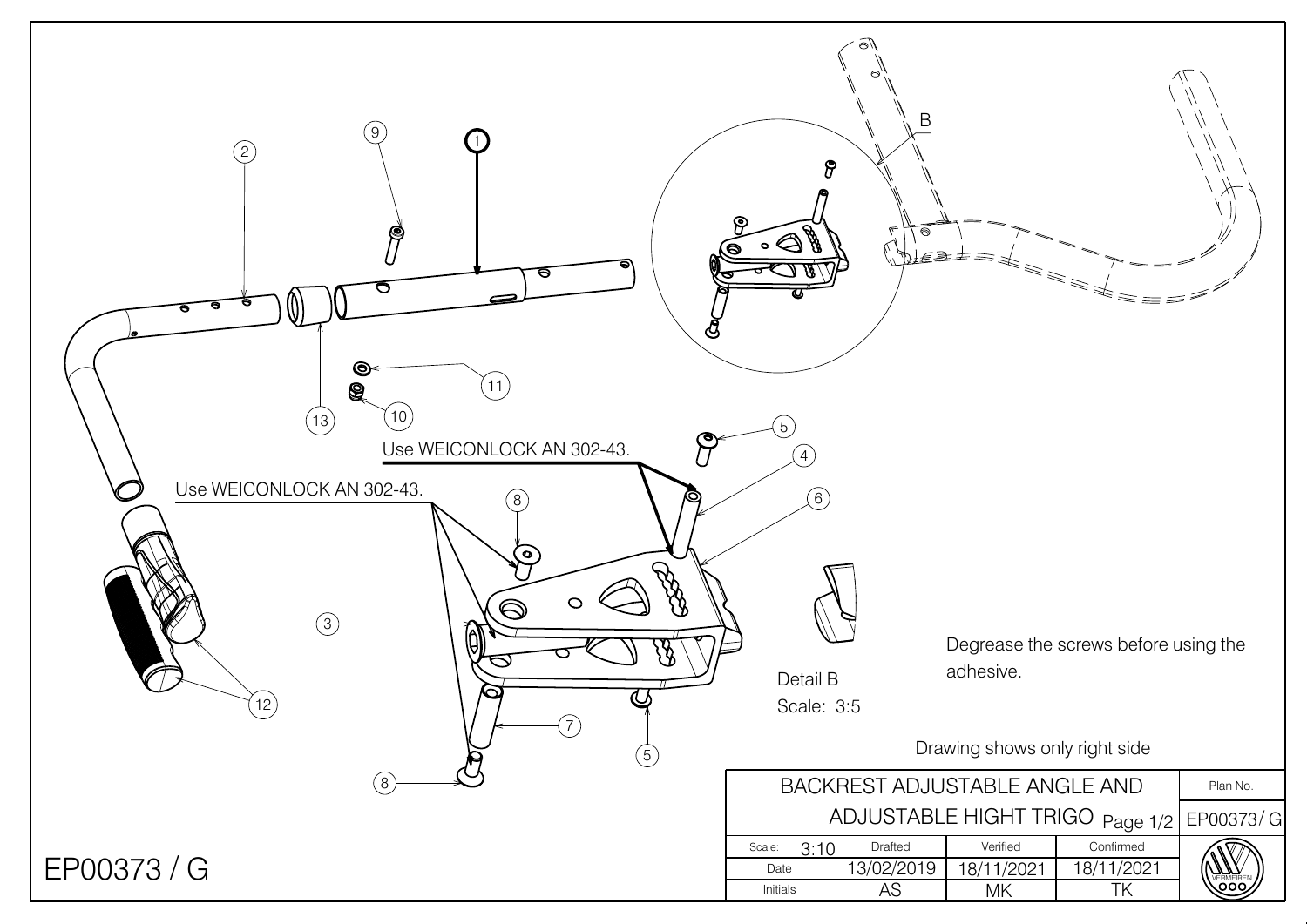Use WEICONLOCK AN 302-43.

Use WEICONLOCK AN 302-43.

Detail B
Scale: 3:5

Degrease the screws before using the adhesive.

Drawing shows only right side

| BACKREST ADJUSTABLE ANGLE AND ADJUSTABLE HIGHT TRIGO Page 1/2 | | | | Plan No. EP00373/ G |
|---|---|---|---|---|
| Scale: 3:10 | Drafted | Verified | Confirmed | |
| Date | 13/02/2019 | 18/11/2021 | 18/11/2021 | |
| Initials | AS | MK | TK | VERMEIREN |

EP00373 / G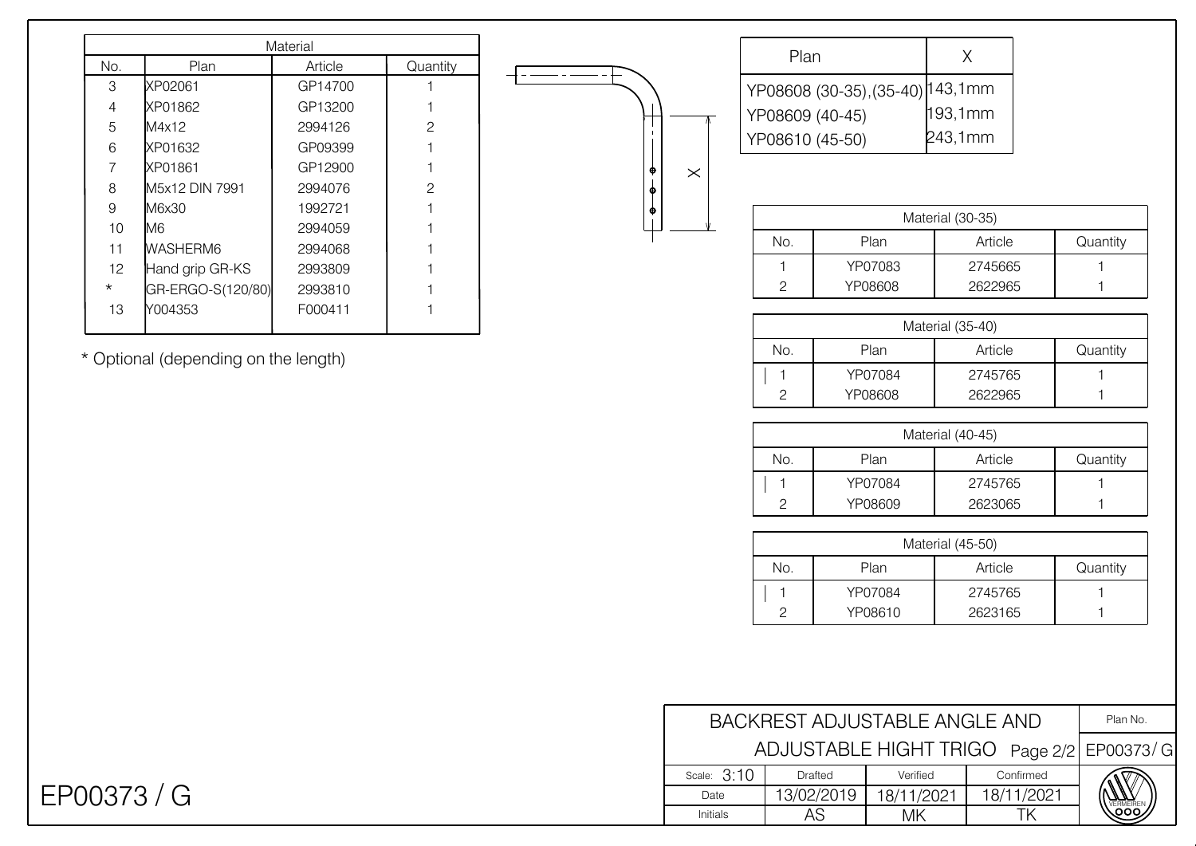| Material | | | |
|---|---|---|---|
| No. | Plan | Article | Quantity |
| 3 | XP02061 | GP14700 | 1 |
| 4 | XP01862 | GP13200 | 1 |
| 5 | M4x12 | 2994126 | 2 |
| 6 | XP01632 | GP09399 | 1 |
| 7 | XP01861 | GP12900 | 1 |
| 8 | M5x12 DIN 7991 | 2994076 | 2 |
| 9 | M6x30 | 1992721 | 1 |
| 10 | M6 | 2994059 | 1 |
| 11 | WASHERM6 | 2994068 | 1 |
| 12 | Hand grip GR-KS | 2993809 | 1 |
| * | GR-ERGO-S(120/80) | 2993810 | 1 |
| 13 | Y004353 | F000411 | 1 |

* Optional (depending on the length)

X

| Plan | X |
|---|---|
| YP08608 (30-35),(35-40) | 143,1mm |
| YP08609 (40-45) | 193,1mm |
| YP08610 (45-50) | 243,1mm |

| Material (30-35) | | | |
|---|---|---|---|
| No. | Plan | Article | Quantity |
| 1 | YP07083 | 2745665 | 1 |
| 2 | YP08608 | 2622965 | 1 |

| Material (35-40) | | | |
|---|---|---|---|
| No. | Plan | Article | Quantity |
| 1 | YP07084 | 2745765 | 1 |
| 2 | YP08608 | 2622965 | 1 |

| Material (40-45) | | | |
|---|---|---|---|
| No. | Plan | Article | Quantity |
| 1 | YP07084 | 2745765 | 1 |
| 2 | YP08609 | 2623065 | 1 |

| Material (45-50) | | | |
|---|---|---|---|
| No. | Plan | Article | Quantity |
| 1 | YP07084 | 2745765 | 1 |
| 2 | YP08610 | 2623165 | 1 |

| | | | | |
|---|---|---|---|---|
| BACKREST ADJUSTABLE ANGLE AND ADJUSTABLE HIGHT TRIGO Page 2/2 | | | | Plan No. EP00373/ G |
| Scale: 3:10 | Drafted | Verified | Confirmed | |
| Date | 13/02/2019 | 18/11/2021 | 18/11/2021 | |
| Initials | AS | MK | TK | VERMEIREN |

EP00373 / G